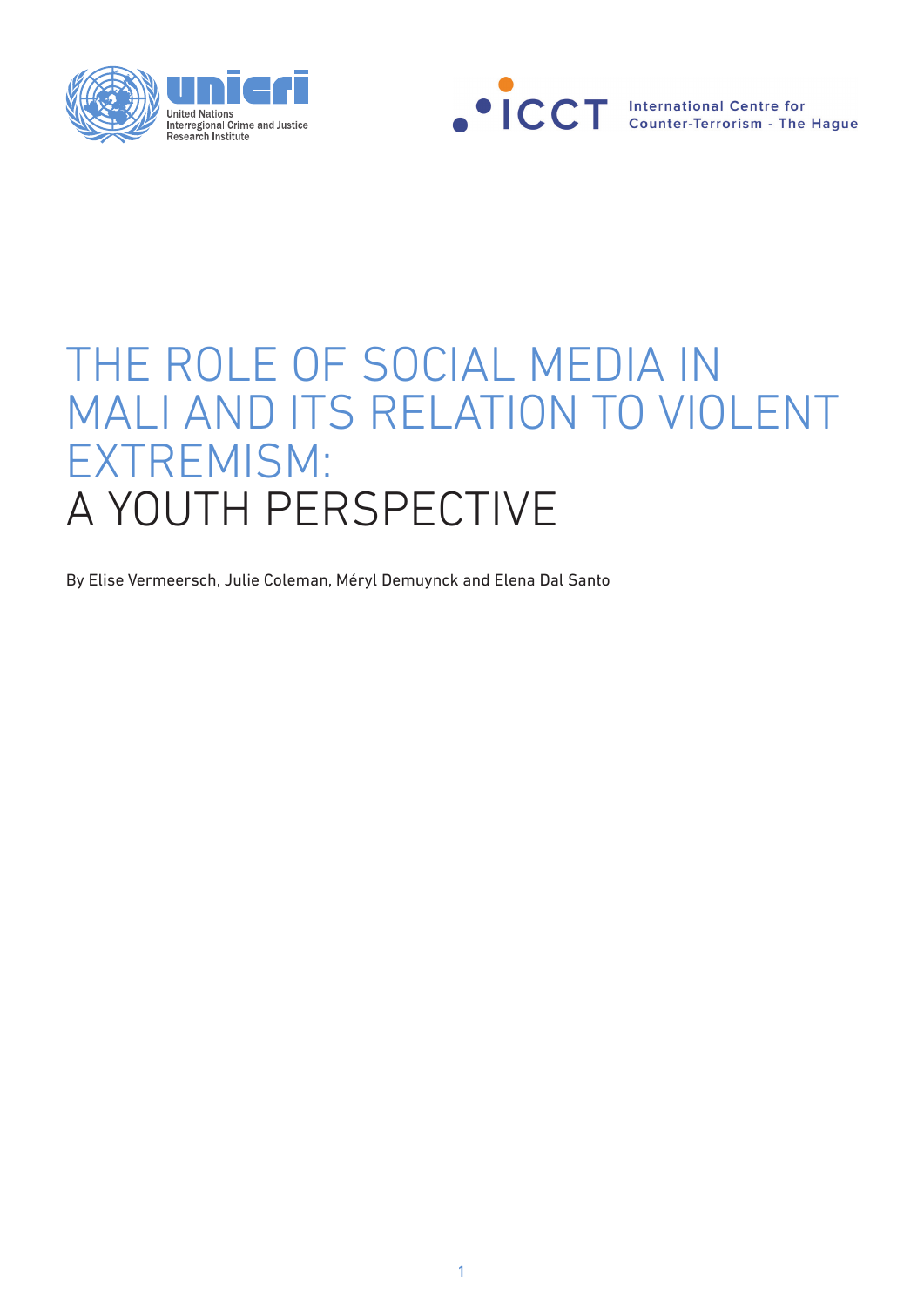# THE ROLE OF SOCIAL MEDIA IN MALI AND ITS RELATION TO VIOLENT EXTREMISM: A YOUTH PERSPECTIVE

By Elise Vermeersch, Julie Coleman, Méryl Demuynck and Elena Dal Santo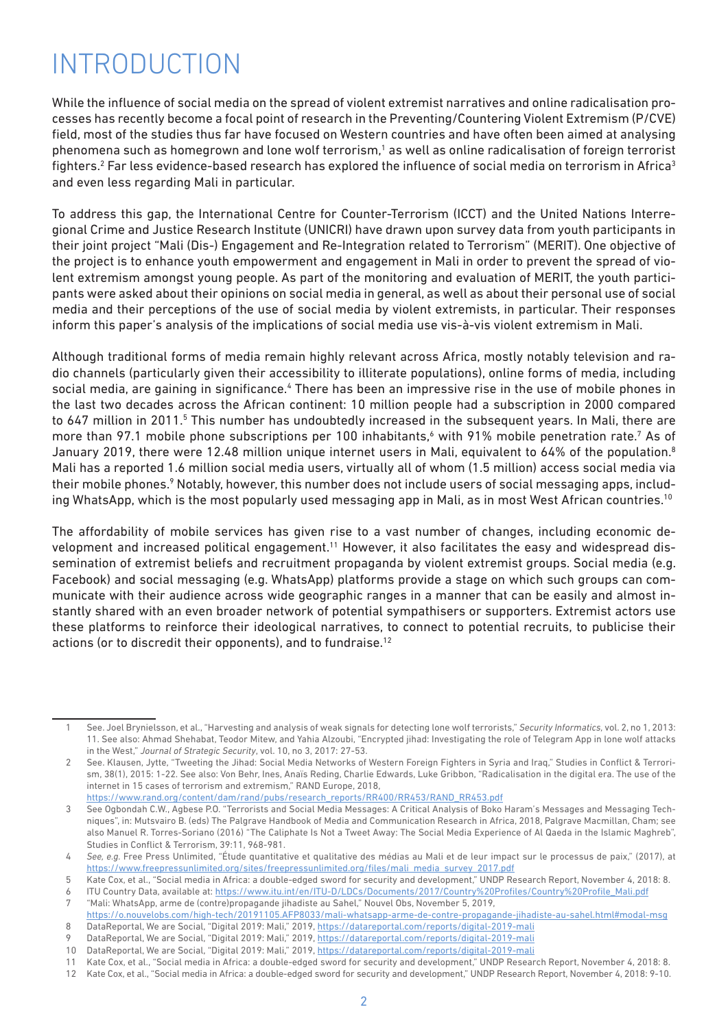# INTRODUCTION

While the influence of social media on the spread of violent extremist narratives and online radicalisation processes has recently become a focal point of research in the Preventing/Countering Violent Extremism (P/CVE) field, most of the studies thus far have focused on Western countries and have often been aimed at analysing phenomena such as homegrown and lone wolf terrorism,[1] as well as online radicalisation of foreign terrorist fighters.[2] Far less evidence-based research has explored the influence of social media on terrorism in Africa[3] and even less regarding Mali in particular.

To address this gap, the International Centre for Counter-Terrorism (ICCT) and the United Nations Interregional Crime and Justice Research Institute (UNICRI) have drawn upon survey data from youth participants in their joint project "Mali (Dis-) Engagement and Re-Integration related to Terrorism" (MERIT). One objective of the project is to enhance youth empowerment and engagement in Mali in order to prevent the spread of violent extremism amongst young people. As part of the monitoring and evaluation of MERIT, the youth participants were asked about their opinions on social media in general, as well as about their personal use of social media and their perceptions of the use of social media by violent extremists, in particular. Their responses inform this paper's analysis of the implications of social media use vis-à-vis violent extremism in Mali.

Although traditional forms of media remain highly relevant across Africa, mostly notably television and radio channels (particularly given their accessibility to illiterate populations), online forms of media, including social media, are gaining in significance.[4] There has been an impressive rise in the use of mobile phones in the last two decades across the African continent: 10 million people had a subscription in 2000 compared to 647 million in 2011.[5] This number has undoubtedly increased in the subsequent years. In Mali, there are more than 97.1 mobile phone subscriptions per 100 inhabitants,[6] with 91% mobile penetration rate.[7] As of January 2019, there were 12.48 million unique internet users in Mali, equivalent to 64% of the population.[8] Mali has a reported 1.6 million social media users, virtually all of whom (1.5 million) access social media via their mobile phones.[9] Notably, however, this number does not include users of social messaging apps, including WhatsApp, which is the most popularly used messaging app in Mali, as in most West African countries.[10]

The affordability of mobile services has given rise to a vast number of changes, including economic development and increased political engagement.[11] However, it also facilitates the easy and widespread dissemination of extremist beliefs and recruitment propaganda by violent extremist groups. Social media (e.g. Facebook) and social messaging (e.g. WhatsApp) platforms provide a stage on which such groups can communicate with their audience across wide geographic ranges in a manner that can be easily and almost instantly shared with an even broader network of potential sympathisers or supporters. Extremist actors use these platforms to reinforce their ideological narratives, to connect to potential recruits, to publicise their actions (or to discredit their opponents), and to fundraise.[12]

---

1 See. Joel Brynielsson, et al., "Harvesting and analysis of weak signals for detecting lone wolf terrorists," *Security Informatics*, vol. 2, no 1, 2013: 11. See also: Ahmad Shehabat, Teodor Mitew, and Yahia Alzoubi, "Encrypted jihad: Investigating the role of Telegram App in lone wolf attacks in the West," *Journal of Strategic Security*, vol. 10, no 3, 2017: 27-53.

2 See. Klausen, Jytte, "Tweeting the Jihad: Social Media Networks of Western Foreign Fighters in Syria and Iraq," Studies in Conflict & Terrorism, 38(1), 2015: 1-22. See also: Von Behr, Ines, Anaïs Reding, Charlie Edwards, Luke Gribbon, "Radicalisation in the digital era. The use of the internet in 15 cases of terrorism and extremism," RAND Europe, 2018, https://www.rand.org/content/dam/rand/pubs/research_reports/RR400/RR453/RAND_RR453.pdf

3 See Ogbondah C.W., Agbese P.O. "Terrorists and Social Media Messages: A Critical Analysis of Boko Haram's Messages and Messaging Techniques", in: Mutsvairo B. (eds) The Palgrave Handbook of Media and Communication Research in Africa, 2018, Palgrave Macmillan, Cham; see also Manuel R. Torres-Soriano (2016) "The Caliphate Is Not a Tweet Away: The Social Media Experience of Al Qaeda in the Islamic Maghreb", Studies in Conflict & Terrorism, 39:11, 968-981.

4 *See, e.g.* Free Press Unlimited, "Étude quantitative et qualitative des médias au Mali et de leur impact sur le processus de paix," (2017), at https://www.freepressunlimited.org/sites/freepressunlimited.org/files/mali_media_survey_2017.pdf

5 Kate Cox, et al., "Social media in Africa: a double-edged sword for security and development," UNDP Research Report, November 4, 2018: 8.

6 ITU Country Data, available at: https://www.itu.int/en/ITU-D/LDCs/Documents/2017/Country%20Profiles/Country%20Profile_Mali.pdf

7 "Mali: WhatsApp, arme de (contre)propagande jihadiste au Sahel," Nouvel Obs, November 5, 2019, https://o.nouvelobs.com/high-tech/20191105.AFP8033/mali-whatsapp-arme-de-contre-propagande-jihadiste-au-sahel.html#modal-msg

8 DataReportal, We are Social, "Digital 2019: Mali," 2019, https://datareportal.com/reports/digital-2019-mali

9 DataReportal, We are Social, "Digital 2019: Mali," 2019, https://datareportal.com/reports/digital-2019-mali

10 DataReportal, We are Social, "Digital 2019: Mali," 2019, https://datareportal.com/reports/digital-2019-mali

11 Kate Cox, et al., "Social media in Africa: a double-edged sword for security and development," UNDP Research Report, November 4, 2018: 8.

12 Kate Cox, et al., "Social media in Africa: a double-edged sword for security and development," UNDP Research Report, November 4, 2018: 9-10.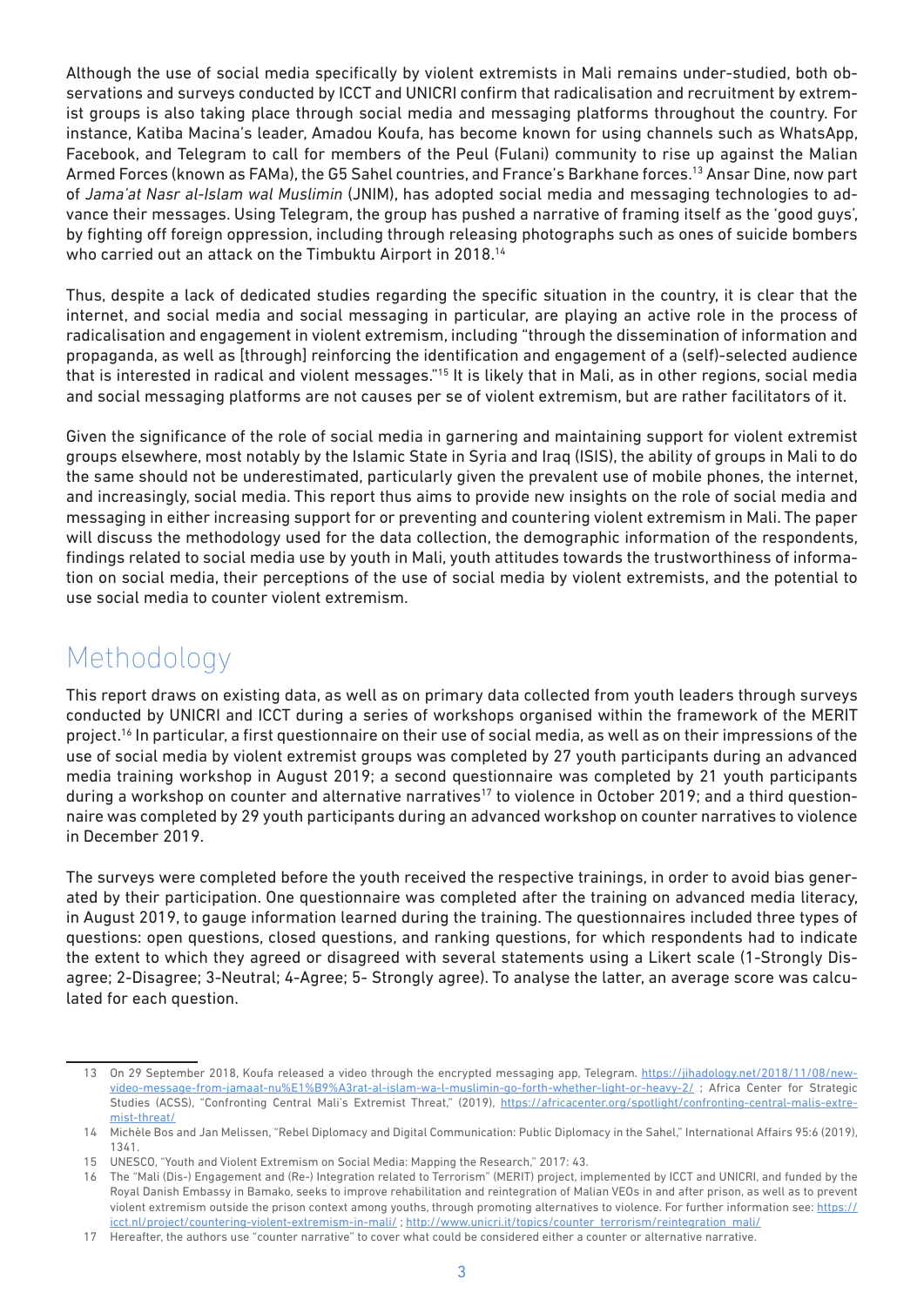Although the use of social media specifically by violent extremists in Mali remains under-studied, both observations and surveys conducted by ICCT and UNICRI confirm that radicalisation and recruitment by extremist groups is also taking place through social media and messaging platforms throughout the country. For instance, Katiba Macina's leader, Amadou Koufa, has become known for using channels such as WhatsApp, Facebook, and Telegram to call for members of the Peul (Fulani) community to rise up against the Malian Armed Forces (known as FAMa), the G5 Sahel countries, and France's Barkhane forces.[13] Ansar Dine, now part of *Jama'at Nasr al-Islam wal Muslimin* (JNIM), has adopted social media and messaging technologies to advance their messages. Using Telegram, the group has pushed a narrative of framing itself as the 'good guys', by fighting off foreign oppression, including through releasing photographs such as ones of suicide bombers who carried out an attack on the Timbuktu Airport in 2018.[14]

Thus, despite a lack of dedicated studies regarding the specific situation in the country, it is clear that the internet, and social media and social messaging in particular, are playing an active role in the process of radicalisation and engagement in violent extremism, including "through the dissemination of information and propaganda, as well as [through] reinforcing the identification and engagement of a (self)-selected audience that is interested in radical and violent messages."[15] It is likely that in Mali, as in other regions, social media and social messaging platforms are not causes per se of violent extremism, but are rather facilitators of it.

Given the significance of the role of social media in garnering and maintaining support for violent extremist groups elsewhere, most notably by the Islamic State in Syria and Iraq (ISIS), the ability of groups in Mali to do the same should not be underestimated, particularly given the prevalent use of mobile phones, the internet, and increasingly, social media. This report thus aims to provide new insights on the role of social media and messaging in either increasing support for or preventing and countering violent extremism in Mali. The paper will discuss the methodology used for the data collection, the demographic information of the respondents, findings related to social media use by youth in Mali, youth attitudes towards the trustworthiness of information on social media, their perceptions of the use of social media by violent extremists, and the potential to use social media to counter violent extremism.

## Methodology

This report draws on existing data, as well as on primary data collected from youth leaders through surveys conducted by UNICRI and ICCT during a series of workshops organised within the framework of the MERIT project.[16] In particular, a first questionnaire on their use of social media, as well as on their impressions of the use of social media by violent extremist groups was completed by 27 youth participants during an advanced media training workshop in August 2019; a second questionnaire was completed by 21 youth participants during a workshop on counter and alternative narratives[17] to violence in October 2019; and a third questionnaire was completed by 29 youth participants during an advanced workshop on counter narratives to violence in December 2019.

The surveys were completed before the youth received the respective trainings, in order to avoid bias generated by their participation. One questionnaire was completed after the training on advanced media literacy, in August 2019, to gauge information learned during the training. The questionnaires included three types of questions: open questions, closed questions, and ranking questions, for which respondents had to indicate the extent to which they agreed or disagreed with several statements using a Likert scale (1-Strongly Disagree; 2-Disagree; 3-Neutral; 4-Agree; 5- Strongly agree). To analyse the latter, an average score was calculated for each question.

---

13 On 29 September 2018, Koufa released a video through the encrypted messaging app, Telegram. https://jihadology.net/2018/11/08/new-video-message-from-jamaat-nu%E1%B9%A3rat-al-islam-wa-l-muslimin-go-forth-whether-light-or-heavy-2/ ; Africa Center for Strategic Studies (ACSS), "Confronting Central Mali's Extremist Threat," (2019), https://africacenter.org/spotlight/confronting-central-malis-extremist-threat/

14 Michèle Bos and Jan Melissen, "Rebel Diplomacy and Digital Communication: Public Diplomacy in the Sahel," International Affairs 95:6 (2019), 1341.

15 UNESCO, "Youth and Violent Extremism on Social Media: Mapping the Research," 2017: 43.

16 The "Mali (Dis-) Engagement and (Re-) Integration related to Terrorism" (MERIT) project, implemented by ICCT and UNICRI, and funded by the Royal Danish Embassy in Bamako, seeks to improve rehabilitation and reintegration of Malian VEOs in and after prison, as well as to prevent violent extremism outside the prison context among youths, through promoting alternatives to violence. For further information see: https://icct.nl/project/countering-violent-extremism-in-mali/ ; http://www.unicri.it/topics/counter_terrorism/reintegration_mali/

17 Hereafter, the authors use "counter narrative" to cover what could be considered either a counter or alternative narrative.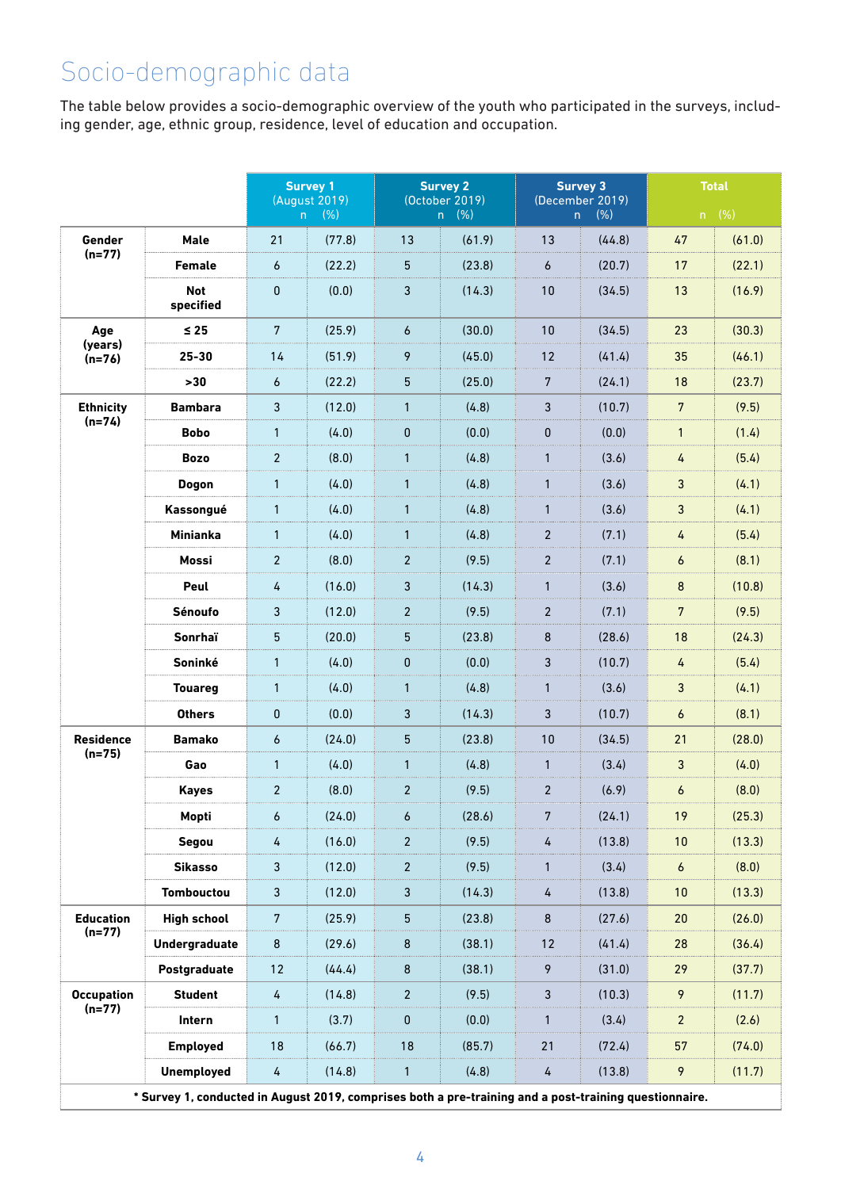## Socio-demographic data

The table below provides a socio-demographic overview of the youth who participated in the surveys, including gender, age, ethnic group, residence, level of education and occupation.

| | | Survey 1 (August 2019) | | Survey 2 (October 2019) | | Survey 3 (December 2019) | | Total | |
|---|---|---|---|---|---|---|---|---|---|
| | | n | (%) | n | (%) | n | (%) | n | (%) |
| Gender (n=77) | Male | 21 | (77.8) | 13 | (61.9) | 13 | (44.8) | 47 | (61.0) |
| | Female | 6 | (22.2) | 5 | (23.8) | 6 | (20.7) | 17 | (22.1) |
| | Not specified | 0 | (0.0) | 3 | (14.3) | 10 | (34.5) | 13 | (16.9) |
| Age (years) (n=76) | ≤ 25 | 7 | (25.9) | 6 | (30.0) | 10 | (34.5) | 23 | (30.3) |
| | 25-30 | 14 | (51.9) | 9 | (45.0) | 12 | (41.4) | 35 | (46.1) |
| | >30 | 6 | (22.2) | 5 | (25.0) | 7 | (24.1) | 18 | (23.7) |
| Ethnicity (n=74) | Bambara | 3 | (12.0) | 1 | (4.8) | 3 | (10.7) | 7 | (9.5) |
| | Bobo | 1 | (4.0) | 0 | (0.0) | 0 | (0.0) | 1 | (1.4) |
| | Bozo | 2 | (8.0) | 1 | (4.8) | 1 | (3.6) | 4 | (5.4) |
| | Dogon | 1 | (4.0) | 1 | (4.8) | 1 | (3.6) | 3 | (4.1) |
| | Kassongué | 1 | (4.0) | 1 | (4.8) | 1 | (3.6) | 3 | (4.1) |
| | Minianka | 1 | (4.0) | 1 | (4.8) | 2 | (7.1) | 4 | (5.4) |
| | Mossi | 2 | (8.0) | 2 | (9.5) | 2 | (7.1) | 6 | (8.1) |
| | Peul | 4 | (16.0) | 3 | (14.3) | 1 | (3.6) | 8 | (10.8) |
| | Sénoufo | 3 | (12.0) | 2 | (9.5) | 2 | (7.1) | 7 | (9.5) |
| | Sonrhaï | 5 | (20.0) | 5 | (23.8) | 8 | (28.6) | 18 | (24.3) |
| | Soninké | 1 | (4.0) | 0 | (0.0) | 3 | (10.7) | 4 | (5.4) |
| | Touareg | 1 | (4.0) | 1 | (4.8) | 1 | (3.6) | 3 | (4.1) |
| | Others | 0 | (0.0) | 3 | (14.3) | 3 | (10.7) | 6 | (8.1) |
| Residence (n=75) | Bamako | 6 | (24.0) | 5 | (23.8) | 10 | (34.5) | 21 | (28.0) |
| | Gao | 1 | (4.0) | 1 | (4.8) | 1 | (3.4) | 3 | (4.0) |
| | Kayes | 2 | (8.0) | 2 | (9.5) | 2 | (6.9) | 6 | (8.0) |
| | Mopti | 6 | (24.0) | 6 | (28.6) | 7 | (24.1) | 19 | (25.3) |
| | Segou | 4 | (16.0) | 2 | (9.5) | 4 | (13.8) | 10 | (13.3) |
| | Sikasso | 3 | (12.0) | 2 | (9.5) | 1 | (3.4) | 6 | (8.0) |
| | Tombouctou | 3 | (12.0) | 3 | (14.3) | 4 | (13.8) | 10 | (13.3) |
| Education (n=77) | High school | 7 | (25.9) | 5 | (23.8) | 8 | (27.6) | 20 | (26.0) |
| | Undergraduate | 8 | (29.6) | 8 | (38.1) | 12 | (41.4) | 28 | (36.4) |
| | Postgraduate | 12 | (44.4) | 8 | (38.1) | 9 | (31.0) | 29 | (37.7) |
| Occupation (n=77) | Student | 4 | (14.8) | 2 | (9.5) | 3 | (10.3) | 9 | (11.7) |
| | Intern | 1 | (3.7) | 0 | (0.0) | 1 | (3.4) | 2 | (2.6) |
| | Employed | 18 | (66.7) | 18 | (85.7) | 21 | (72.4) | 57 | (74.0) |
| | Unemployed | 4 | (14.8) | 1 | (4.8) | 4 | (13.8) | 9 | (11.7) |

**\* Survey 1, conducted in August 2019, comprises both a pre-training and a post-training questionnaire.**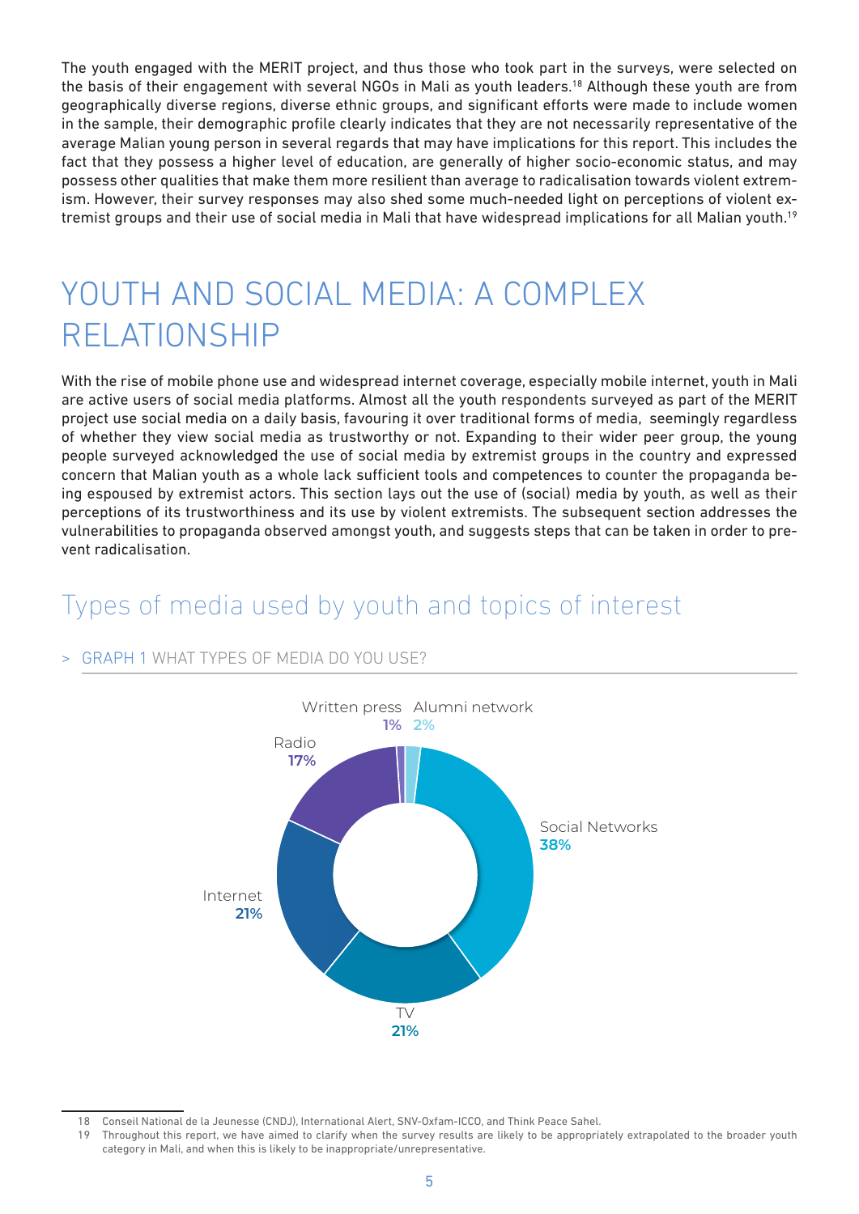The youth engaged with the MERIT project, and thus those who took part in the surveys, were selected on the basis of their engagement with several NGOs in Mali as youth leaders.[18] Although these youth are from geographically diverse regions, diverse ethnic groups, and significant efforts were made to include women in the sample, their demographic profile clearly indicates that they are not necessarily representative of the average Malian young person in several regards that may have implications for this report. This includes the fact that they possess a higher level of education, are generally of higher socio-economic status, and may possess other qualities that make them more resilient than average to radicalisation towards violent extremism. However, their survey responses may also shed some much-needed light on perceptions of violent extremist groups and their use of social media in Mali that have widespread implications for all Malian youth.[19]

# YOUTH AND SOCIAL MEDIA: A COMPLEX RELATIONSHIP

With the rise of mobile phone use and widespread internet coverage, especially mobile internet, youth in Mali are active users of social media platforms. Almost all the youth respondents surveyed as part of the MERIT project use social media on a daily basis, favouring it over traditional forms of media, seemingly regardless of whether they view social media as trustworthy or not. Expanding to their wider peer group, the young people surveyed acknowledged the use of social media by extremist groups in the country and expressed concern that Malian youth as a whole lack sufficient tools and competences to counter the propaganda being espoused by extremist actors. This section lays out the use of (social) media by youth, as well as their perceptions of its trustworthiness and its use by violent extremists. The subsequent section addresses the vulnerabilities to propaganda observed amongst youth, and suggests steps that can be taken in order to prevent radicalisation.

## Types of media used by youth and topics of interest

> GRAPH 1 WHAT TYPES OF MEDIA DO YOU USE?

| Type of media | % |
|---|---|
| Social Networks | 38% |
| TV | 21% |
| Internet | 21% |
| Radio | 17% |
| Alumni network | 2% |
| Written press | 1% |

---

18 Conseil National de la Jeunesse (CNDJ), International Alert, SNV-Oxfam-ICCO, and Think Peace Sahel.

19 Throughout this report, we have aimed to clarify when the survey results are likely to be appropriately extrapolated to the broader youth category in Mali, and when this is likely to be inappropriate/unrepresentative.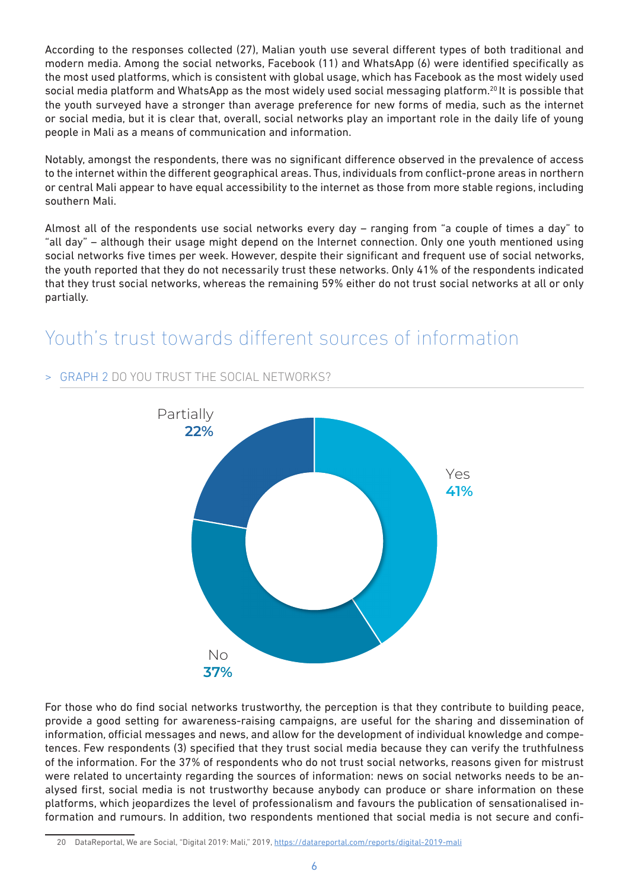According to the responses collected (27), Malian youth use several different types of both traditional and modern media. Among the social networks, Facebook (11) and WhatsApp (6) were identified specifically as the most used platforms, which is consistent with global usage, which has Facebook as the most widely used social media platform and WhatsApp as the most widely used social messaging platform.[20] It is possible that the youth surveyed have a stronger than average preference for new forms of media, such as the internet or social media, but it is clear that, overall, social networks play an important role in the daily life of young people in Mali as a means of communication and information.

Notably, amongst the respondents, there was no significant difference observed in the prevalence of access to the internet within the different geographical areas. Thus, individuals from conflict-prone areas in northern or central Mali appear to have equal accessibility to the internet as those from more stable regions, including southern Mali.

Almost all of the respondents use social networks every day – ranging from "a couple of times a day" to "all day" – although their usage might depend on the Internet connection. Only one youth mentioned using social networks five times per week. However, despite their significant and frequent use of social networks, the youth reported that they do not necessarily trust these networks. Only 41% of the respondents indicated that they trust social networks, whereas the remaining 59% either do not trust social networks at all or only partially.

## Youth's trust towards different sources of information

> GRAPH 2 DO YOU TRUST THE SOCIAL NETWORKS?

| Response | Percentage |
| --- | --- |
| Yes | 41% |
| No | 37% |
| Partially | 22% |

For those who do find social networks trustworthy, the perception is that they contribute to building peace, provide a good setting for awareness-raising campaigns, are useful for the sharing and dissemination of information, official messages and news, and allow for the development of individual knowledge and competences. Few respondents (3) specified that they trust social media because they can verify the truthfulness of the information. For the 37% of respondents who do not trust social networks, reasons given for mistrust were related to uncertainty regarding the sources of information: news on social networks needs to be analysed first, social media is not trustworthy because anybody can produce or share information on these platforms, which jeopardizes the level of professionalism and favours the publication of sensationalised information and rumours. In addition, two respondents mentioned that social media is not secure and confi-

---

20 DataReportal, We are Social, "Digital 2019: Mali," 2019, https://datareportal.com/reports/digital-2019-mali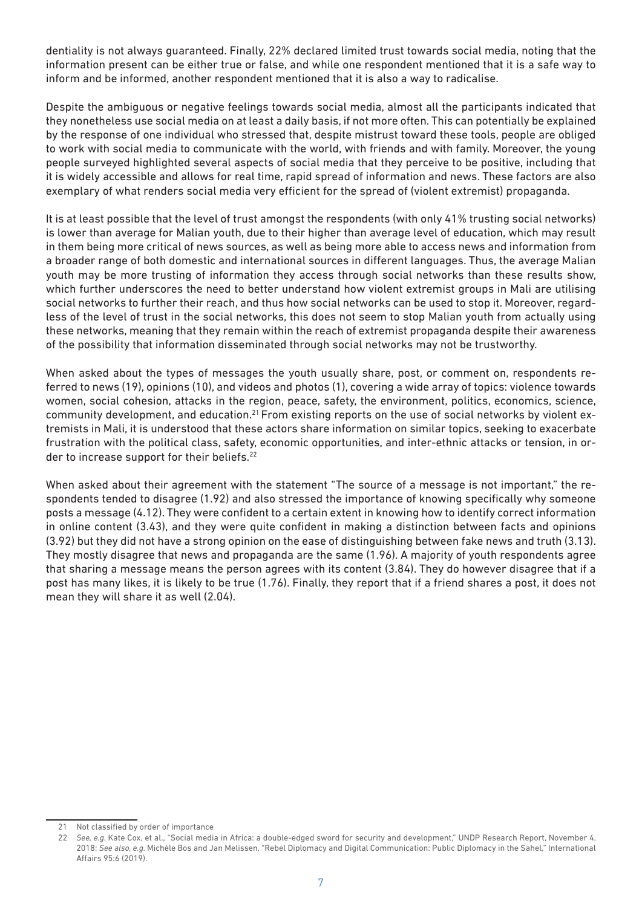dentiality is not always guaranteed. Finally, 22% declared limited trust towards social media, noting that the information present can be either true or false, and while one respondent mentioned that it is a safe way to inform and be informed, another respondent mentioned that it is also a way to radicalise.

Despite the ambiguous or negative feelings towards social media, almost all the participants indicated that they nonetheless use social media on at least a daily basis, if not more often. This can potentially be explained by the response of one individual who stressed that, despite mistrust toward these tools, people are obliged to work with social media to communicate with the world, with friends and with family. Moreover, the young people surveyed highlighted several aspects of social media that they perceive to be positive, including that it is widely accessible and allows for real time, rapid spread of information and news. These factors are also exemplary of what renders social media very efficient for the spread of (violent extremist) propaganda.

It is at least possible that the level of trust amongst the respondents (with only 41% trusting social networks) is lower than average for Malian youth, due to their higher than average level of education, which may result in them being more critical of news sources, as well as being more able to access news and information from a broader range of both domestic and international sources in different languages. Thus, the average Malian youth may be more trusting of information they access through social networks than these results show, which further underscores the need to better understand how violent extremist groups in Mali are utilising social networks to further their reach, and thus how social networks can be used to stop it. Moreover, regardless of the level of trust in the social networks, this does not seem to stop Malian youth from actually using these networks, meaning that they remain within the reach of extremist propaganda despite their awareness of the possibility that information disseminated through social networks may not be trustworthy.

When asked about the types of messages the youth usually share, post, or comment on, respondents referred to news (19), opinions (10), and videos and photos (1), covering a wide array of topics: violence towards women, social cohesion, attacks in the region, peace, safety, the environment, politics, economics, science, community development, and education.[21] From existing reports on the use of social networks by violent extremists in Mali, it is understood that these actors share information on similar topics, seeking to exacerbate frustration with the political class, safety, economic opportunities, and inter-ethnic attacks or tension, in order to increase support for their beliefs.[22]

When asked about their agreement with the statement "The source of a message is not important," the respondents tended to disagree (1.92) and also stressed the importance of knowing specifically why someone posts a message (4.12). They were confident to a certain extent in knowing how to identify correct information in online content (3.43), and they were quite confident in making a distinction between facts and opinions (3.92) but they did not have a strong opinion on the ease of distinguishing between fake news and truth (3.13). They mostly disagree that news and propaganda are the same (1.96). A majority of youth respondents agree that sharing a message means the person agrees with its content (3.84). They do however disagree that if a post has many likes, it is likely to be true (1.76). Finally, they report that if a friend shares a post, it does not mean they will share it as well (2.04).

---

21 Not classified by order of importance

22 *See, e.g.* Kate Cox, et al., "Social media in Africa: a double-edged sword for security and development," UNDP Research Report, November 4, 2018; *See also, e.g.* Michèle Bos and Jan Melissen, "Rebel Diplomacy and Digital Communication: Public Diplomacy in the Sahel," International Affairs 95:6 (2019).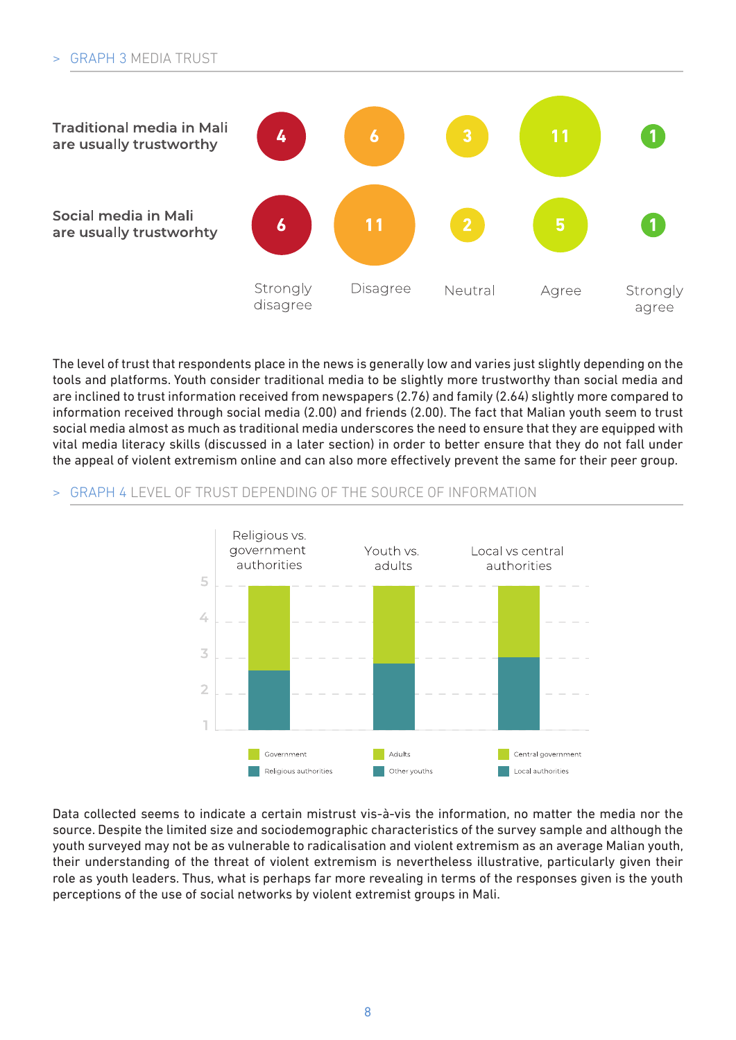> GRAPH 3 MEDIA TRUST

| | Strongly disagree | Disagree | Neutral | Agree | Strongly agree |
|---|---|---|---|---|---|
| Traditional media in Mali are usually trustworthy | 4 | 6 | 3 | 11 | 1 |
| Social media in Mali are usually trustworhty | 6 | 11 | 2 | 5 | 1 |

The level of trust that respondents place in the news is generally low and varies just slightly depending on the tools and platforms. Youth consider traditional media to be slightly more trustworthy than social media and are inclined to trust information received from newspapers (2.76) and family (2.64) slightly more compared to information received through social media (2.00) and friends (2.00). The fact that Malian youth seem to trust social media almost as much as traditional media underscores the need to ensure that they are equipped with vital media literacy skills (discussed in a later section) in order to better ensure that they do not fall under the appeal of violent extremism online and can also more effectively prevent the same for their peer group.

> GRAPH 4 LEVEL OF TRUST DEPENDING OF THE SOURCE OF INFORMATION

Religious vs. government authorities — Government / Religious authorities

Youth vs. adults — Adults / Other youths

Local vs central authorities — Central government / Local authorities

Data collected seems to indicate a certain mistrust vis-à-vis the information, no matter the media nor the source. Despite the limited size and sociodemographic characteristics of the survey sample and although the youth surveyed may not be as vulnerable to radicalisation and violent extremism as an average Malian youth, their understanding of the threat of violent extremism is nevertheless illustrative, particularly given their role as youth leaders. Thus, what is perhaps far more revealing in terms of the responses given is the youth perceptions of the use of social networks by violent extremist groups in Mali.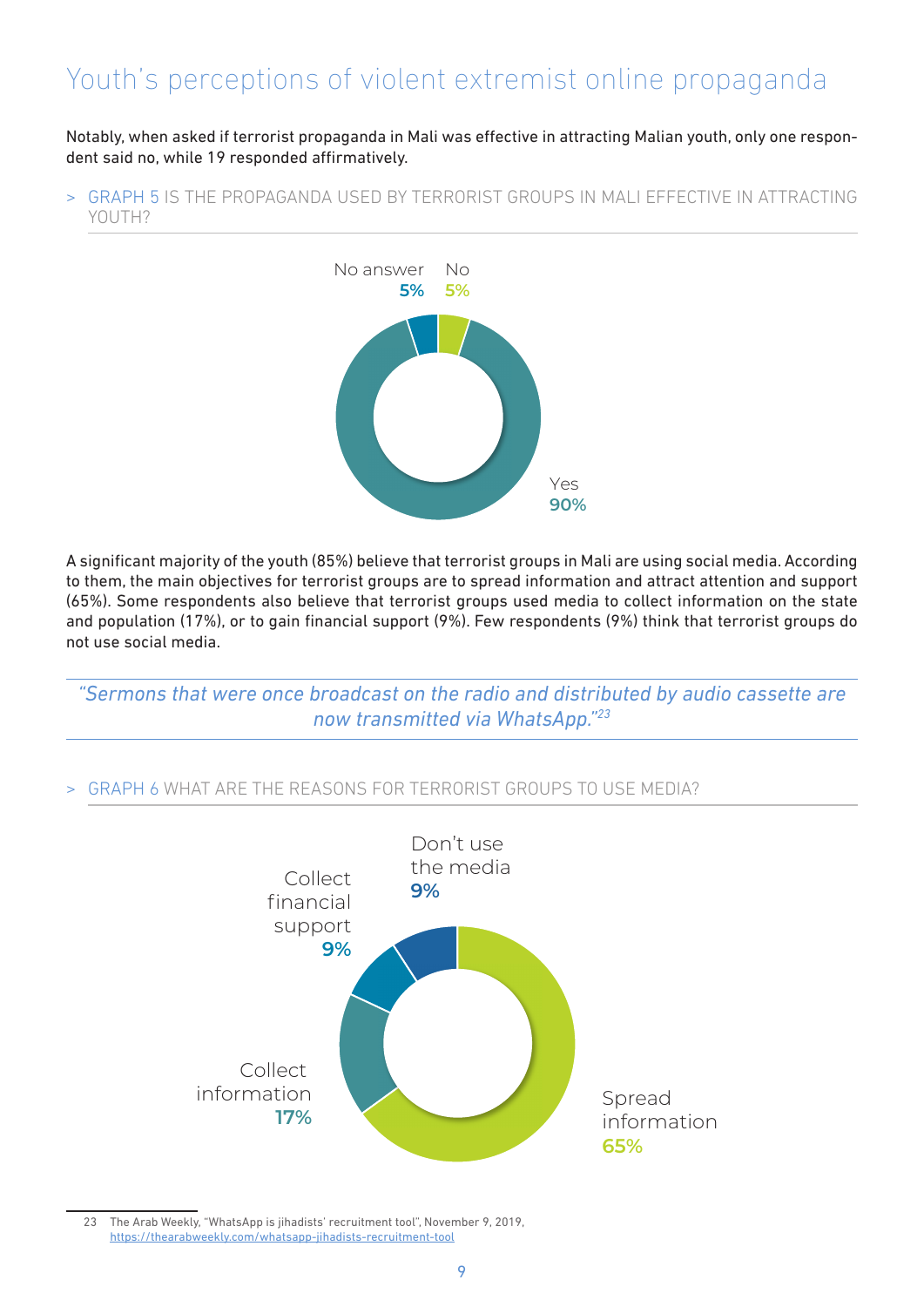# Youth's perceptions of violent extremist online propaganda

Notably, when asked if terrorist propaganda in Mali was effective in attracting Malian youth, only one respondent said no, while 19 responded affirmatively.

> GRAPH 5 IS THE PROPAGANDA USED BY TERRORIST GROUPS IN MALI EFFECTIVE IN ATTRACTING YOUTH?

| Answer | % |
| --- | --- |
| Yes | 90% |
| No | 5% |
| No answer | 5% |

A significant majority of the youth (85%) believe that terrorist groups in Mali are using social media. According to them, the main objectives for terrorist groups are to spread information and attract attention and support (65%). Some respondents also believe that terrorist groups used media to collect information on the state and population (17%), or to gain financial support (9%). Few respondents (9%) think that terrorist groups do not use social media.

*"Sermons that were once broadcast on the radio and distributed by audio cassette are now transmitted via WhatsApp."*[23]

> GRAPH 6 WHAT ARE THE REASONS FOR TERRORIST GROUPS TO USE MEDIA?

| Reason | % |
| --- | --- |
| Spread information | 65% |
| Collect information | 17% |
| Collect financial support | 9% |
| Don't use the media | 9% |

23 The Arab Weekly, "WhatsApp is jihadists' recruitment tool", November 9, 2019, https://thearabweekly.com/whatsapp-jihadists-recruitment-tool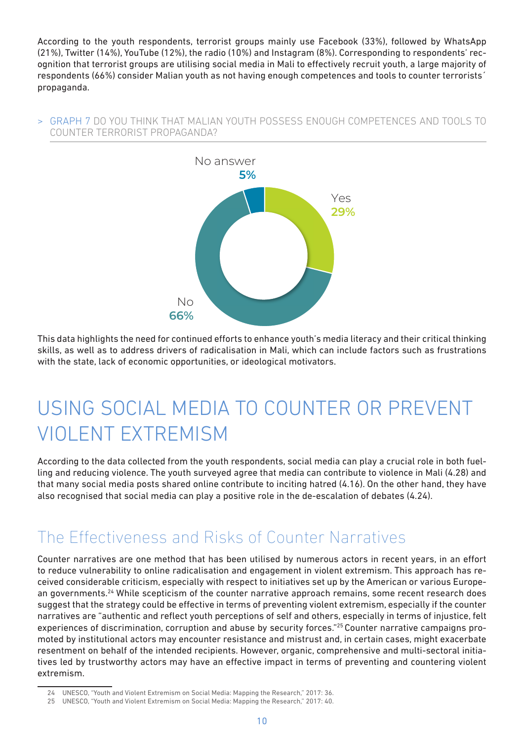According to the youth respondents, terrorist groups mainly use Facebook (33%), followed by WhatsApp (21%), Twitter (14%), YouTube (12%), the radio (10%) and Instagram (8%). Corresponding to respondents' recognition that terrorist groups are utilising social media in Mali to effectively recruit youth, a large majority of respondents (66%) consider Malian youth as not having enough competences and tools to counter terrorists´ propaganda.

> GRAPH 7 DO YOU THINK THAT MALIAN YOUTH POSSESS ENOUGH COMPETENCES AND TOOLS TO COUNTER TERRORIST PROPAGANDA?

| Answer | Share |
|---|---|
| Yes | 29% |
| No | 66% |
| No answer | 5% |

This data highlights the need for continued efforts to enhance youth's media literacy and their critical thinking skills, as well as to address drivers of radicalisation in Mali, which can include factors such as frustrations with the state, lack of economic opportunities, or ideological motivators.

# USING SOCIAL MEDIA TO COUNTER OR PREVENT VIOLENT EXTREMISM

According to the data collected from the youth respondents, social media can play a crucial role in both fuelling and reducing violence. The youth surveyed agree that media can contribute to violence in Mali (4.28) and that many social media posts shared online contribute to inciting hatred (4.16). On the other hand, they have also recognised that social media can play a positive role in the de-escalation of debates (4.24).

## The Effectiveness and Risks of Counter Narratives

Counter narratives are one method that has been utilised by numerous actors in recent years, in an effort to reduce vulnerability to online radicalisation and engagement in violent extremism. This approach has received considerable criticism, especially with respect to initiatives set up by the American or various European governments.[24] While scepticism of the counter narrative approach remains, some recent research does suggest that the strategy could be effective in terms of preventing violent extremism, especially if the counter narratives are "authentic and reflect youth perceptions of self and others, especially in terms of injustice, felt experiences of discrimination, corruption and abuse by security forces."[25] Counter narrative campaigns promoted by institutional actors may encounter resistance and mistrust and, in certain cases, might exacerbate resentment on behalf of the intended recipients. However, organic, comprehensive and multi-sectoral initiatives led by trustworthy actors may have an effective impact in terms of preventing and countering violent extremism.

---

24 UNESCO, "Youth and Violent Extremism on Social Media: Mapping the Research," 2017: 36.

25 UNESCO, "Youth and Violent Extremism on Social Media: Mapping the Research," 2017: 40.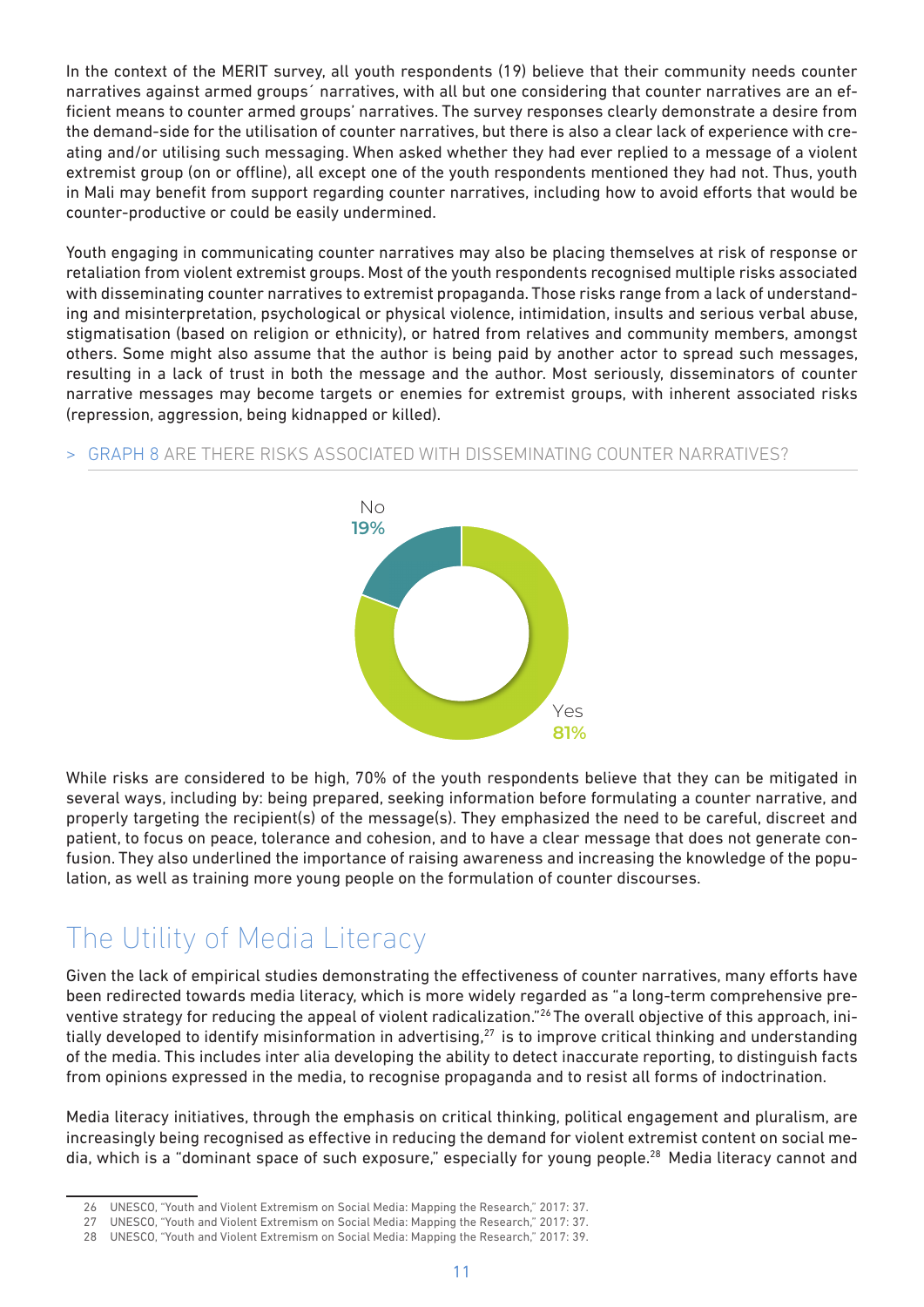In the context of the MERIT survey, all youth respondents (19) believe that their community needs counter narratives against armed groups´ narratives, with all but one considering that counter narratives are an efficient means to counter armed groups' narratives. The survey responses clearly demonstrate a desire from the demand-side for the utilisation of counter narratives, but there is also a clear lack of experience with creating and/or utilising such messaging. When asked whether they had ever replied to a message of a violent extremist group (on or offline), all except one of the youth respondents mentioned they had not. Thus, youth in Mali may benefit from support regarding counter narratives, including how to avoid efforts that would be counter-productive or could be easily undermined.

Youth engaging in communicating counter narratives may also be placing themselves at risk of response or retaliation from violent extremist groups. Most of the youth respondents recognised multiple risks associated with disseminating counter narratives to extremist propaganda. Those risks range from a lack of understanding and misinterpretation, psychological or physical violence, intimidation, insults and serious verbal abuse, stigmatisation (based on religion or ethnicity), or hatred from relatives and community members, amongst others. Some might also assume that the author is being paid by another actor to spread such messages, resulting in a lack of trust in both the message and the author. Most seriously, disseminators of counter narrative messages may become targets or enemies for extremist groups, with inherent associated risks (repression, aggression, being kidnapped or killed).

> GRAPH 8 ARE THERE RISKS ASSOCIATED WITH DISSEMINATING COUNTER NARRATIVES?

| Response | Percentage |
| --- | --- |
| No | 19% |
| Yes | 81% |

While risks are considered to be high, 70% of the youth respondents believe that they can be mitigated in several ways, including by: being prepared, seeking information before formulating a counter narrative, and properly targeting the recipient(s) of the message(s). They emphasized the need to be careful, discreet and patient, to focus on peace, tolerance and cohesion, and to have a clear message that does not generate confusion. They also underlined the importance of raising awareness and increasing the knowledge of the population, as well as training more young people on the formulation of counter discourses.

## The Utility of Media Literacy

Given the lack of empirical studies demonstrating the effectiveness of counter narratives, many efforts have been redirected towards media literacy, which is more widely regarded as "a long-term comprehensive preventive strategy for reducing the appeal of violent radicalization."[26] The overall objective of this approach, initially developed to identify misinformation in advertising,[27] is to improve critical thinking and understanding of the media. This includes inter alia developing the ability to detect inaccurate reporting, to distinguish facts from opinions expressed in the media, to recognise propaganda and to resist all forms of indoctrination.

Media literacy initiatives, through the emphasis on critical thinking, political engagement and pluralism, are increasingly being recognised as effective in reducing the demand for violent extremist content on social media, which is a "dominant space of such exposure," especially for young people.[28] Media literacy cannot and

26 UNESCO, "Youth and Violent Extremism on Social Media: Mapping the Research," 2017: 37.
27 UNESCO, "Youth and Violent Extremism on Social Media: Mapping the Research," 2017: 37.
28 UNESCO, "Youth and Violent Extremism on Social Media: Mapping the Research," 2017: 39.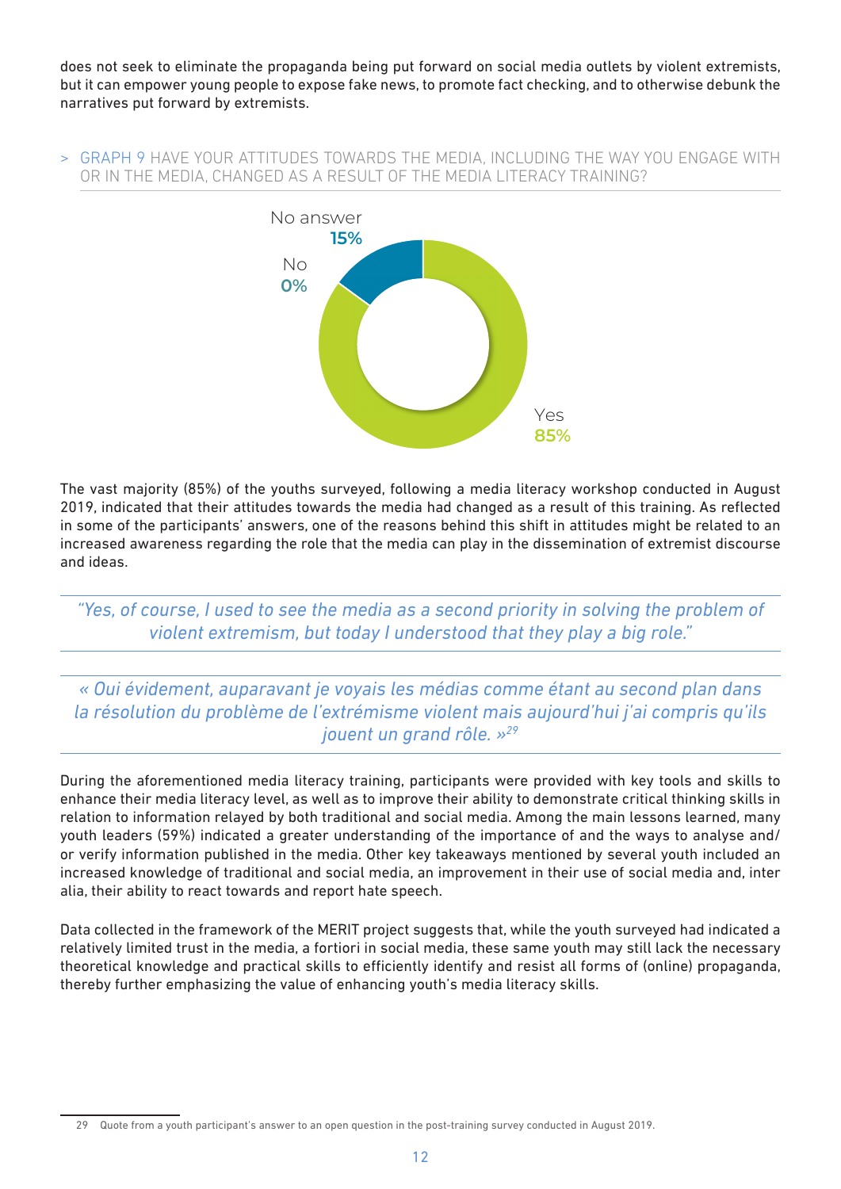does not seek to eliminate the propaganda being put forward on social media outlets by violent extremists, but it can empower young people to expose fake news, to promote fact checking, and to otherwise debunk the narratives put forward by extremists.

> GRAPH 9 HAVE YOUR ATTITUDES TOWARDS THE MEDIA, INCLUDING THE WAY YOU ENGAGE WITH OR IN THE MEDIA, CHANGED AS A RESULT OF THE MEDIA LITERACY TRAINING?

| Answer | % |
| --- | --- |
| Yes | 85% |
| No | 0% |
| No answer | 15% |

The vast majority (85%) of the youths surveyed, following a media literacy workshop conducted in August 2019, indicated that their attitudes towards the media had changed as a result of this training. As reflected in some of the participants' answers, one of the reasons behind this shift in attitudes might be related to an increased awareness regarding the role that the media can play in the dissemination of extremist discourse and ideas.

> *"Yes, of course, I used to see the media as a second priority in solving the problem of violent extremism, but today I understood that they play a big role."*

> *« Oui évidement, auparavant je voyais les médias comme étant au second plan dans la résolution du problème de l'extrémisme violent mais aujourd'hui j'ai compris qu'ils jouent un grand rôle. »*[29]

During the aforementioned media literacy training, participants were provided with key tools and skills to enhance their media literacy level, as well as to improve their ability to demonstrate critical thinking skills in relation to information relayed by both traditional and social media. Among the main lessons learned, many youth leaders (59%) indicated a greater understanding of the importance of and the ways to analyse and/or verify information published in the media. Other key takeaways mentioned by several youth included an increased knowledge of traditional and social media, an improvement in their use of social media and, inter alia, their ability to react towards and report hate speech.

Data collected in the framework of the MERIT project suggests that, while the youth surveyed had indicated a relatively limited trust in the media, a fortiori in social media, these same youth may still lack the necessary theoretical knowledge and practical skills to efficiently identify and resist all forms of (online) propaganda, thereby further emphasizing the value of enhancing youth's media literacy skills.

---

29 Quote from a youth participant's answer to an open question in the post-training survey conducted in August 2019.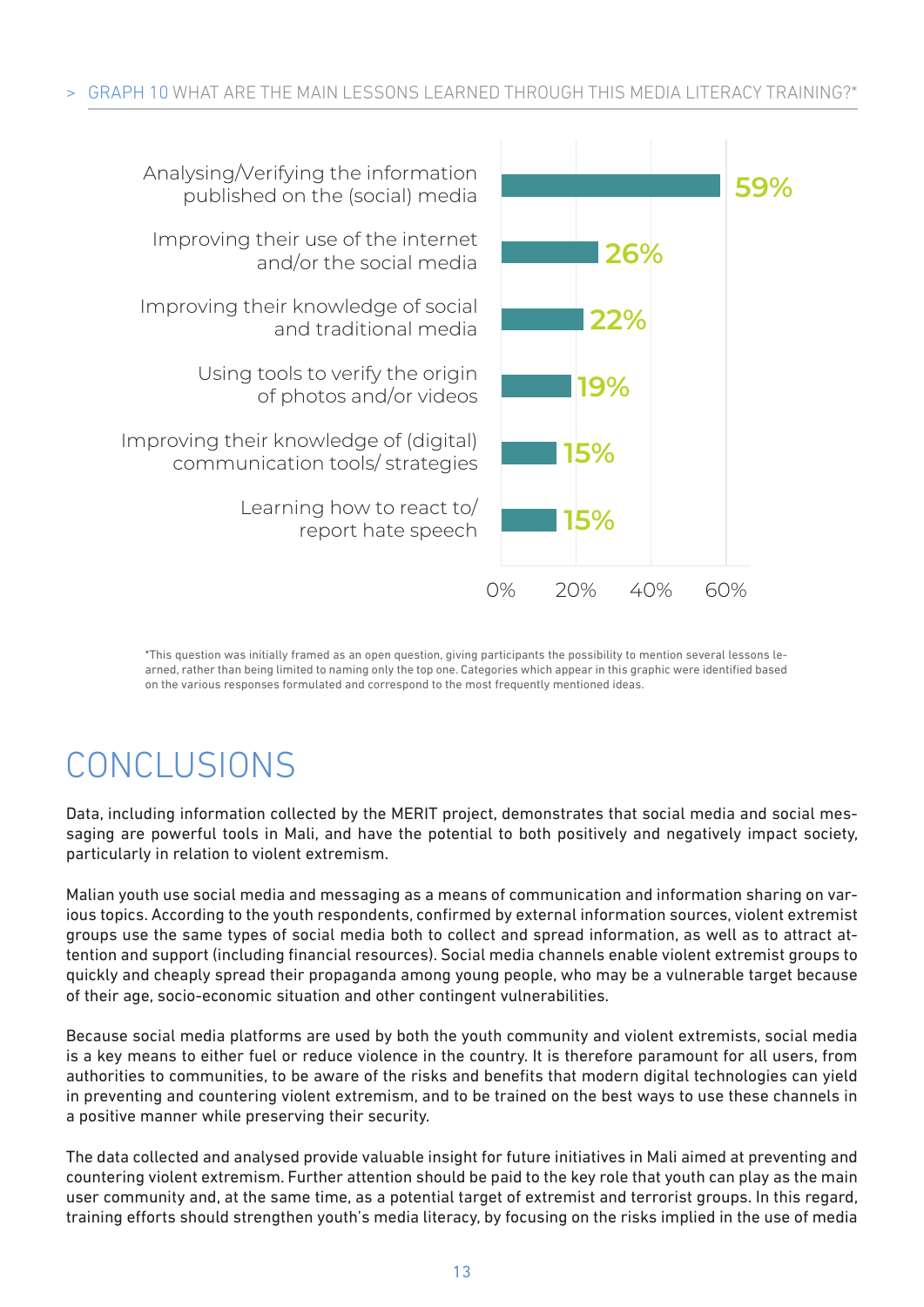> GRAPH 10 WHAT ARE THE MAIN LESSONS LEARNED THROUGH THIS MEDIA LITERACY TRAINING?*

| Lesson learned | % |
| --- | --- |
| Analysing/Verifying the information published on the (social) media | 59% |
| Improving their use of the internet and/or the social media | 26% |
| Improving their knowledge of social and traditional media | 22% |
| Using tools to verify the origin of photos and/or videos | 19% |
| Improving their knowledge of (digital) communication tools/ strategies | 15% |
| Learning how to react to/ report hate speech | 15% |

*This question was initially framed as an open question, giving participants the possibility to mention several lessons learned, rather than being limited to naming only the top one. Categories which appear in this graphic were identified based on the various responses formulated and correspond to the most frequently mentioned ideas.

# CONCLUSIONS

Data, including information collected by the MERIT project, demonstrates that social media and social messaging are powerful tools in Mali, and have the potential to both positively and negatively impact society, particularly in relation to violent extremism.

Malian youth use social media and messaging as a means of communication and information sharing on various topics. According to the youth respondents, confirmed by external information sources, violent extremist groups use the same types of social media both to collect and spread information, as well as to attract attention and support (including financial resources). Social media channels enable violent extremist groups to quickly and cheaply spread their propaganda among young people, who may be a vulnerable target because of their age, socio-economic situation and other contingent vulnerabilities.

Because social media platforms are used by both the youth community and violent extremists, social media is a key means to either fuel or reduce violence in the country. It is therefore paramount for all users, from authorities to communities, to be aware of the risks and benefits that modern digital technologies can yield in preventing and countering violent extremism, and to be trained on the best ways to use these channels in a positive manner while preserving their security.

The data collected and analysed provide valuable insight for future initiatives in Mali aimed at preventing and countering violent extremism. Further attention should be paid to the key role that youth can play as the main user community and, at the same time, as a potential target of extremist and terrorist groups. In this regard, training efforts should strengthen youth's media literacy, by focusing on the risks implied in the use of media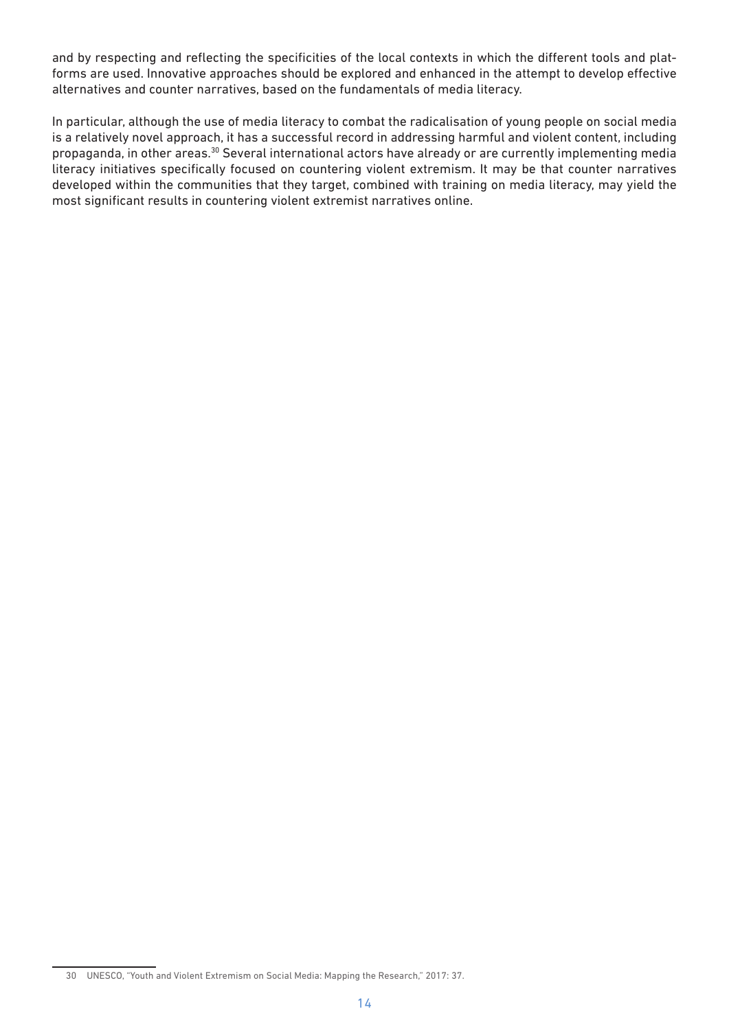and by respecting and reflecting the specificities of the local contexts in which the different tools and platforms are used. Innovative approaches should be explored and enhanced in the attempt to develop effective alternatives and counter narratives, based on the fundamentals of media literacy.

In particular, although the use of media literacy to combat the radicalisation of young people on social media is a relatively novel approach, it has a successful record in addressing harmful and violent content, including propaganda, in other areas.[30] Several international actors have already or are currently implementing media literacy initiatives specifically focused on countering violent extremism. It may be that counter narratives developed within the communities that they target, combined with training on media literacy, may yield the most significant results in countering violent extremist narratives online.

30 UNESCO, "Youth and Violent Extremism on Social Media: Mapping the Research," 2017: 37.